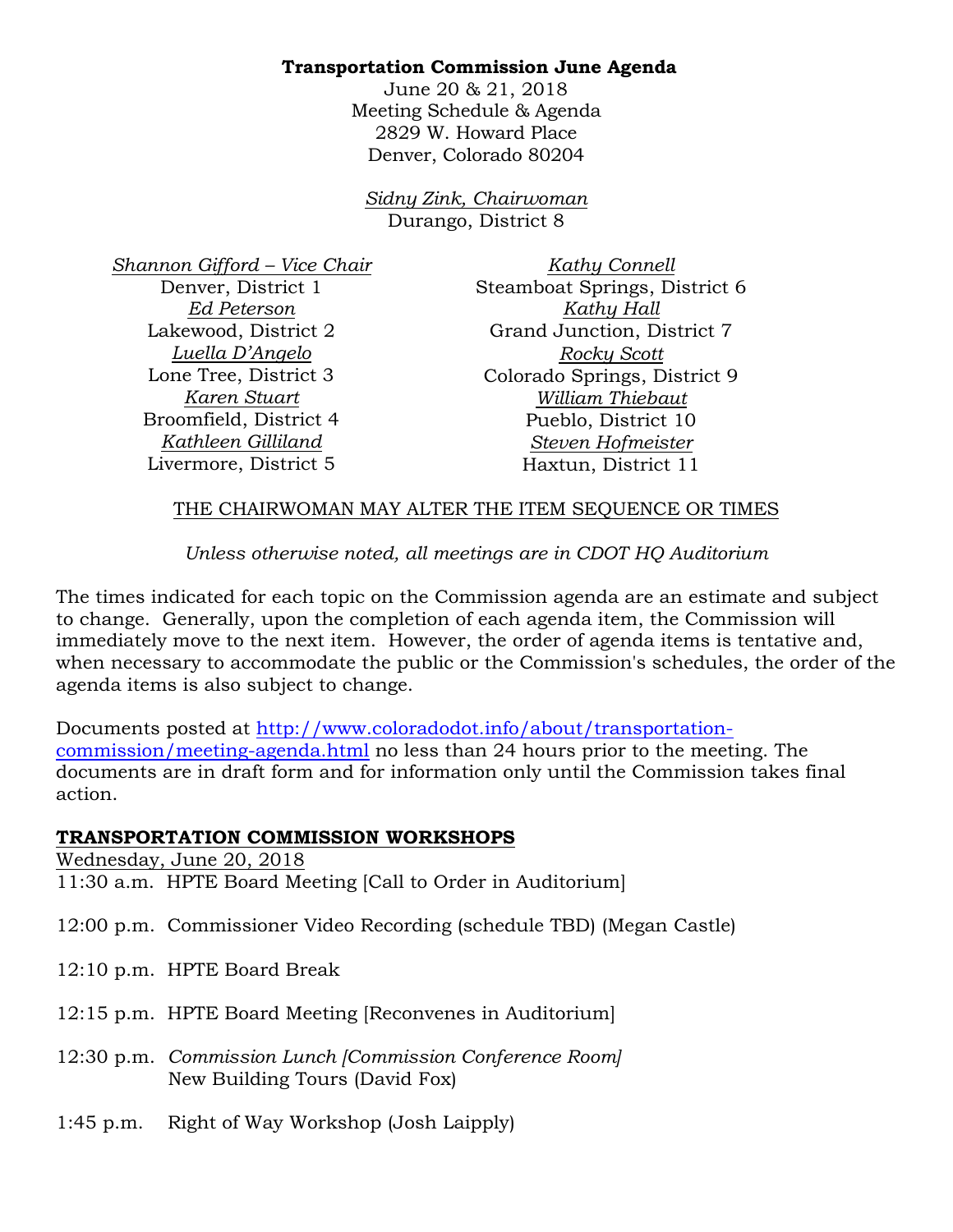**Transportation Commission June Agenda**

June 20 & 21, 2018
Meeting Schedule & Agenda
2829 W. Howard Place
Denver, Colorado 80204

*Sidny Zink, Chairwoman*
Durango, District 8

*Shannon Gifford – Vice Chair*
Denver, District 1

*Ed Peterson*
Lakewood, District 2

*Luella D'Angelo*
Lone Tree, District 3

*Karen Stuart*
Broomfield, District 4

*Kathleen Gilliland*
Livermore, District 5

*Kathy Connell*
Steamboat Springs, District 6

*Kathy Hall*
Grand Junction, District 7

*Rocky Scott*
Colorado Springs, District 9

*William Thiebaut*
Pueblo, District 10

*Steven Hofmeister*
Haxtun, District 11

THE CHAIRWOMAN MAY ALTER THE ITEM SEQUENCE OR TIMES

*Unless otherwise noted, all meetings are in CDOT HQ Auditorium*

The times indicated for each topic on the Commission agenda are an estimate and subject to change. Generally, upon the completion of each agenda item, the Commission will immediately move to the next item. However, the order of agenda items is tentative and, when necessary to accommodate the public or the Commission's schedules, the order of the agenda items is also subject to change.

Documents posted at http://www.coloradodot.info/about/transportation-commission/meeting-agenda.html no less than 24 hours prior to the meeting. The documents are in draft form and for information only until the Commission takes final action.

## TRANSPORTATION COMMISSION WORKSHOPS

Wednesday, June 20, 2018

11:30 a.m. HPTE Board Meeting [Call to Order in Auditorium]

12:00 p.m. Commissioner Video Recording (schedule TBD) (Megan Castle)

12:10 p.m. HPTE Board Break

12:15 p.m. HPTE Board Meeting [Reconvenes in Auditorium]

12:30 p.m. *Commission Lunch [Commission Conference Room]*
New Building Tours (David Fox)

1:45 p.m. Right of Way Workshop (Josh Laipply)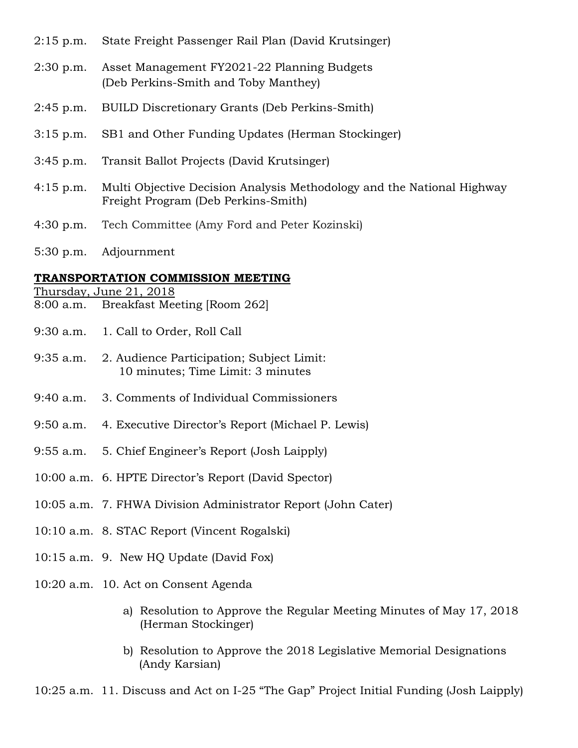2:15 p.m. State Freight Passenger Rail Plan (David Krutsinger)

2:30 p.m. Asset Management FY2021-22 Planning Budgets (Deb Perkins-Smith and Toby Manthey)

2:45 p.m. BUILD Discretionary Grants (Deb Perkins-Smith)

3:15 p.m. SB1 and Other Funding Updates (Herman Stockinger)

3:45 p.m. Transit Ballot Projects (David Krutsinger)

4:15 p.m. Multi Objective Decision Analysis Methodology and the National Highway Freight Program (Deb Perkins-Smith)

4:30 p.m. Tech Committee (Amy Ford and Peter Kozinski)

5:30 p.m. Adjournment

**TRANSPORTATION COMMISSION MEETING**

Thursday, June 21, 2018

8:00 a.m. Breakfast Meeting [Room 262]

9:30 a.m. 1. Call to Order, Roll Call

9:35 a.m. 2. Audience Participation; Subject Limit: 10 minutes; Time Limit: 3 minutes

9:40 a.m. 3. Comments of Individual Commissioners

9:50 a.m. 4. Executive Director's Report (Michael P. Lewis)

9:55 a.m. 5. Chief Engineer's Report (Josh Laipply)

10:00 a.m. 6. HPTE Director's Report (David Spector)

10:05 a.m. 7. FHWA Division Administrator Report (John Cater)

10:10 a.m. 8. STAC Report (Vincent Rogalski)

10:15 a.m. 9. New HQ Update (David Fox)

10:20 a.m. 10. Act on Consent Agenda

- a) Resolution to Approve the Regular Meeting Minutes of May 17, 2018 (Herman Stockinger)
- b) Resolution to Approve the 2018 Legislative Memorial Designations (Andy Karsian)

10:25 a.m. 11. Discuss and Act on I-25 "The Gap" Project Initial Funding (Josh Laipply)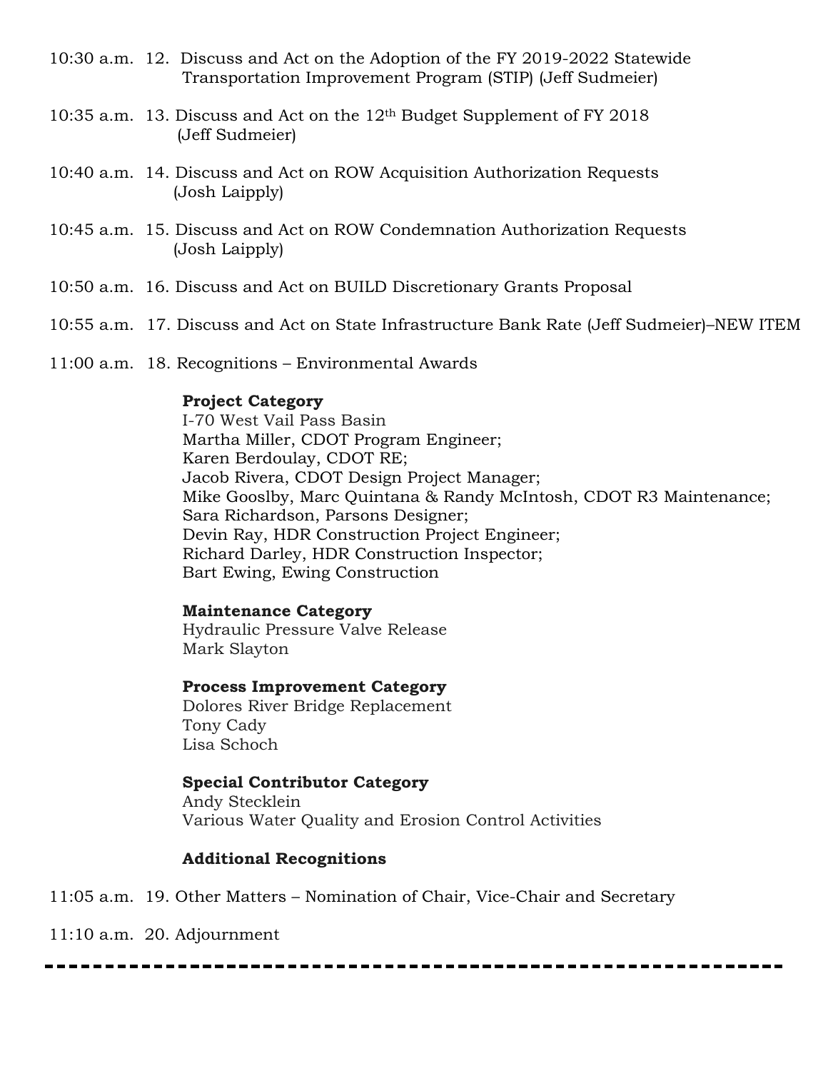10:30 a.m. 12. Discuss and Act on the Adoption of the FY 2019-2022 Statewide Transportation Improvement Program (STIP) (Jeff Sudmeier)

10:35 a.m. 13. Discuss and Act on the 12th Budget Supplement of FY 2018 (Jeff Sudmeier)

10:40 a.m. 14. Discuss and Act on ROW Acquisition Authorization Requests (Josh Laipply)

10:45 a.m. 15. Discuss and Act on ROW Condemnation Authorization Requests (Josh Laipply)

10:50 a.m. 16. Discuss and Act on BUILD Discretionary Grants Proposal

10:55 a.m. 17. Discuss and Act on State Infrastructure Bank Rate (Jeff Sudmeier)–NEW ITEM

11:00 a.m. 18. Recognitions – Environmental Awards

**Project Category**
I-70 West Vail Pass Basin
Martha Miller, CDOT Program Engineer;
Karen Berdoulay, CDOT RE;
Jacob Rivera, CDOT Design Project Manager;
Mike Gooslby, Marc Quintana & Randy McIntosh, CDOT R3 Maintenance;
Sara Richardson, Parsons Designer;
Devin Ray, HDR Construction Project Engineer;
Richard Darley, HDR Construction Inspector;
Bart Ewing, Ewing Construction

**Maintenance Category**
Hydraulic Pressure Valve Release
Mark Slayton

**Process Improvement Category**
Dolores River Bridge Replacement
Tony Cady
Lisa Schoch

**Special Contributor Category**
Andy Stecklein
Various Water Quality and Erosion Control Activities

**Additional Recognitions**

11:05 a.m. 19. Other Matters – Nomination of Chair, Vice-Chair and Secretary

11:10 a.m. 20. Adjournment

---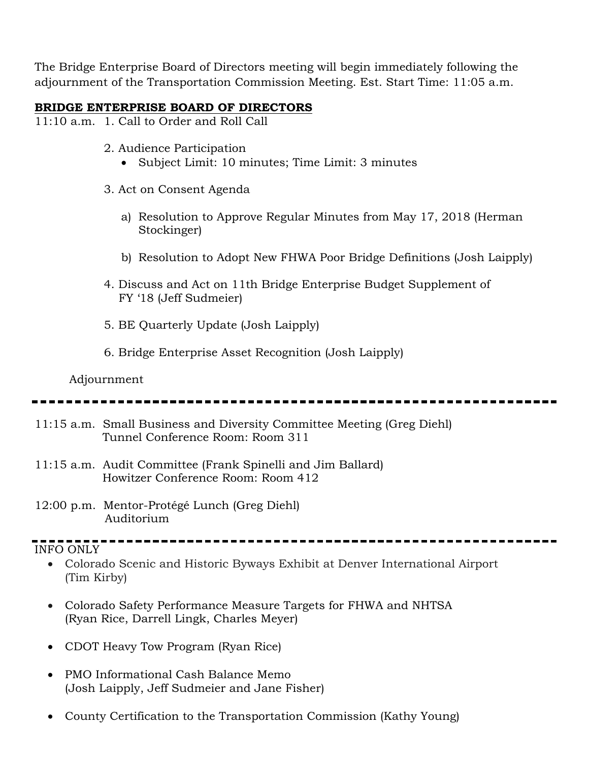The Bridge Enterprise Board of Directors meeting will begin immediately following the adjournment of the Transportation Commission Meeting. Est. Start Time: 11:05 a.m.

**BRIDGE ENTERPRISE BOARD OF DIRECTORS**

11:10 a.m. 1. Call to Order and Roll Call

2. Audience Participation
   - Subject Limit: 10 minutes; Time Limit: 3 minutes

3. Act on Consent Agenda

   a) Resolution to Approve Regular Minutes from May 17, 2018 (Herman Stockinger)

   b) Resolution to Adopt New FHWA Poor Bridge Definitions (Josh Laipply)

4. Discuss and Act on 11th Bridge Enterprise Budget Supplement of FY '18 (Jeff Sudmeier)

5. BE Quarterly Update (Josh Laipply)

6. Bridge Enterprise Asset Recognition (Josh Laipply)

Adjournment

---

11:15 a.m. Small Business and Diversity Committee Meeting (Greg Diehl)
Tunnel Conference Room: Room 311

11:15 a.m. Audit Committee (Frank Spinelli and Jim Ballard)
Howitzer Conference Room: Room 412

12:00 p.m. Mentor-Protégé Lunch (Greg Diehl)
Auditorium

---

INFO ONLY

- Colorado Scenic and Historic Byways Exhibit at Denver International Airport (Tim Kirby)

- Colorado Safety Performance Measure Targets for FHWA and NHTSA (Ryan Rice, Darrell Lingk, Charles Meyer)

- CDOT Heavy Tow Program (Ryan Rice)

- PMO Informational Cash Balance Memo (Josh Laipply, Jeff Sudmeier and Jane Fisher)

- County Certification to the Transportation Commission (Kathy Young)